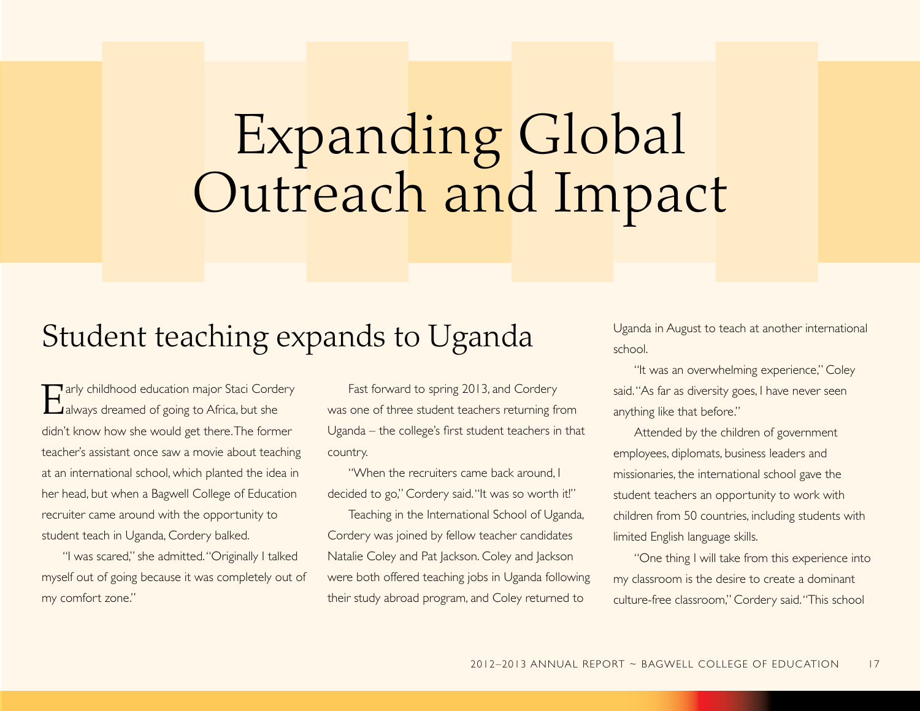# Expanding Global Outreach and Impact

## Student teaching expands to Uganda

Early childhood education major Staci Cordery always dreamed of going to Africa, but she didn't know how she would get there. The former teacher's assistant once saw a movie about teaching at an international school, which planted the idea in her head, but when a Bagwell College of Education recruiter came around with the opportunity to student teach in Uganda, Cordery balked.

"I was scared," she admitted. "Originally I talked myself out of going because it was completely out of my comfort zone."

Fast forward to spring 2013, and Cordery was one of three student teachers returning from Uganda – the college's first student teachers in that country.

"When the recruiters came back around, I decided to go," Cordery said. "It was so worth it!"

Teaching in the International School of Uganda, Cordery was joined by fellow teacher candidates Natalie Coley and Pat Jackson. Coley and Jackson were both offered teaching jobs in Uganda following their study abroad program, and Coley returned to Uganda in August to teach at another international school.

"It was an overwhelming experience," Coley said. "As far as diversity goes, I have never seen anything like that before."

Attended by the children of government employees, diplomats, business leaders and missionaries, the international school gave the student teachers an opportunity to work with children from 50 countries, including students with limited English language skills.

"One thing I will take from this experience into my classroom is the desire to create a dominant culture-free classroom," Cordery said. "This school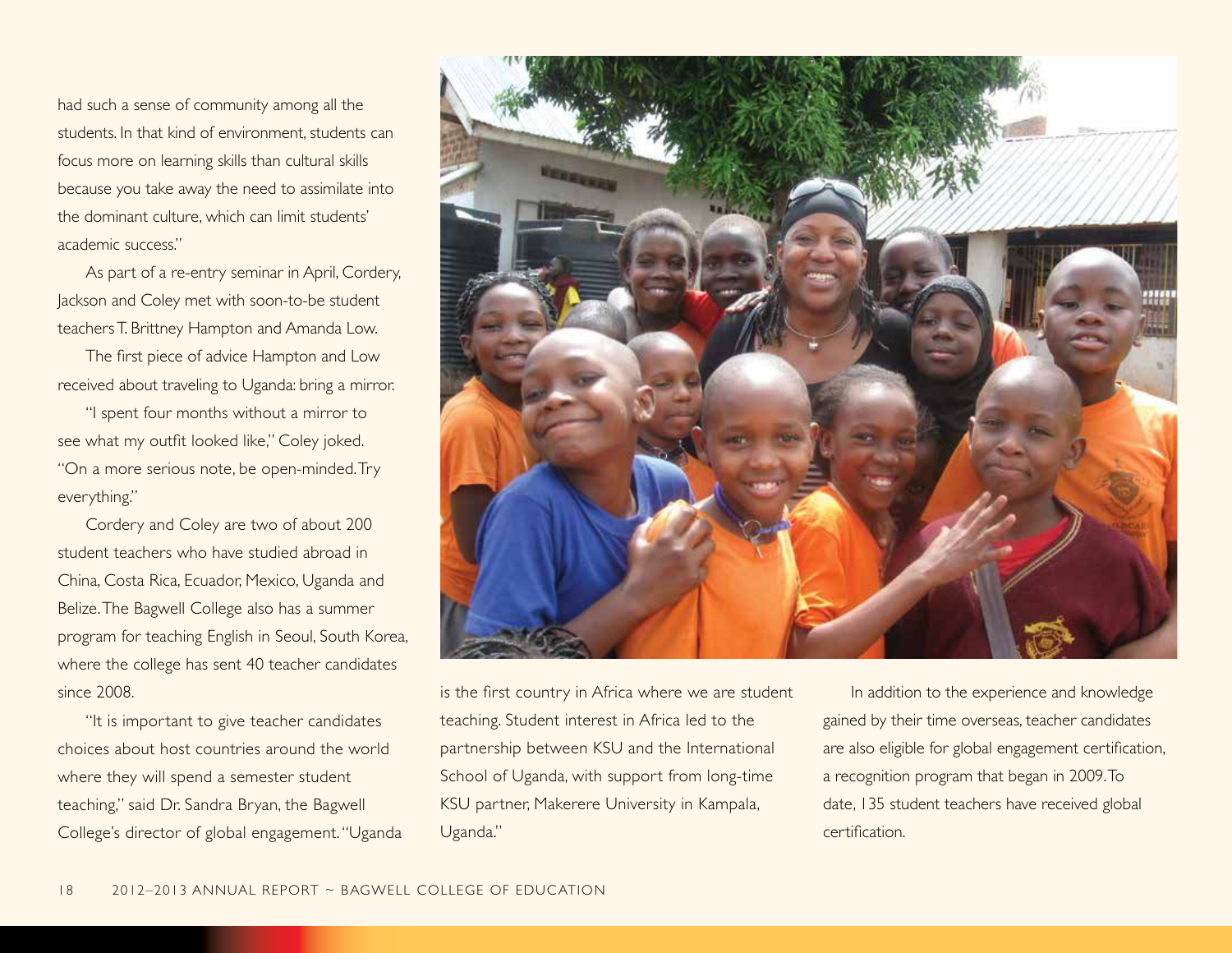had such a sense of community among all the students. In that kind of environment, students can focus more on learning skills than cultural skills because you take away the need to assimilate into the dominant culture, which can limit students' academic success."

As part of a re-entry seminar in April, Cordery, Jackson and Coley met with soon-to-be student teachers T. Brittney Hampton and Amanda Low.

The first piece of advice Hampton and Low received about traveling to Uganda: bring a mirror.

"I spent four months without a mirror to see what my outfit looked like," Coley joked. "On a more serious note, be open-minded. Try everything."

Cordery and Coley are two of about 200 student teachers who have studied abroad in China, Costa Rica, Ecuador, Mexico, Uganda and Belize. The Bagwell College also has a summer program for teaching English in Seoul, South Korea, where the college has sent 40 teacher candidates since 2008.

"It is important to give teacher candidates choices about host countries around the world where they will spend a semester student teaching," said Dr. Sandra Bryan, the Bagwell College's director of global engagement. "Uganda is the first country in Africa where we are student teaching. Student interest in Africa led to the partnership between KSU and the International School of Uganda, with support from long-time KSU partner, Makerere University in Kampala, Uganda."

In addition to the experience and knowledge gained by their time overseas, teacher candidates are also eligible for global engagement certification, a recognition program that began in 2009. To date, 135 student teachers have received global certification.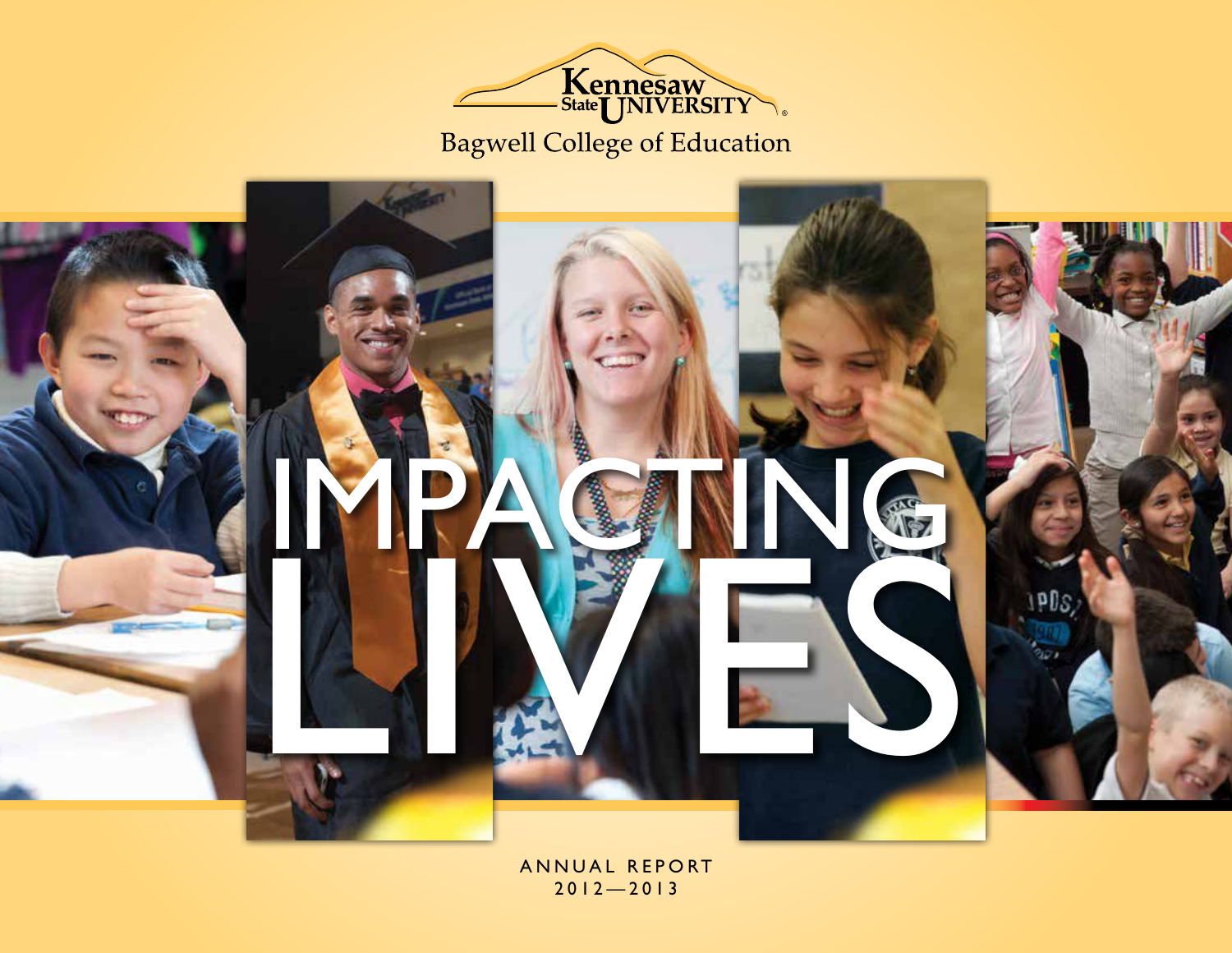Kennesaw State University

Bagwell College of Education

# IMPACTING LIVES

ANNUAL REPORT
2012—2013